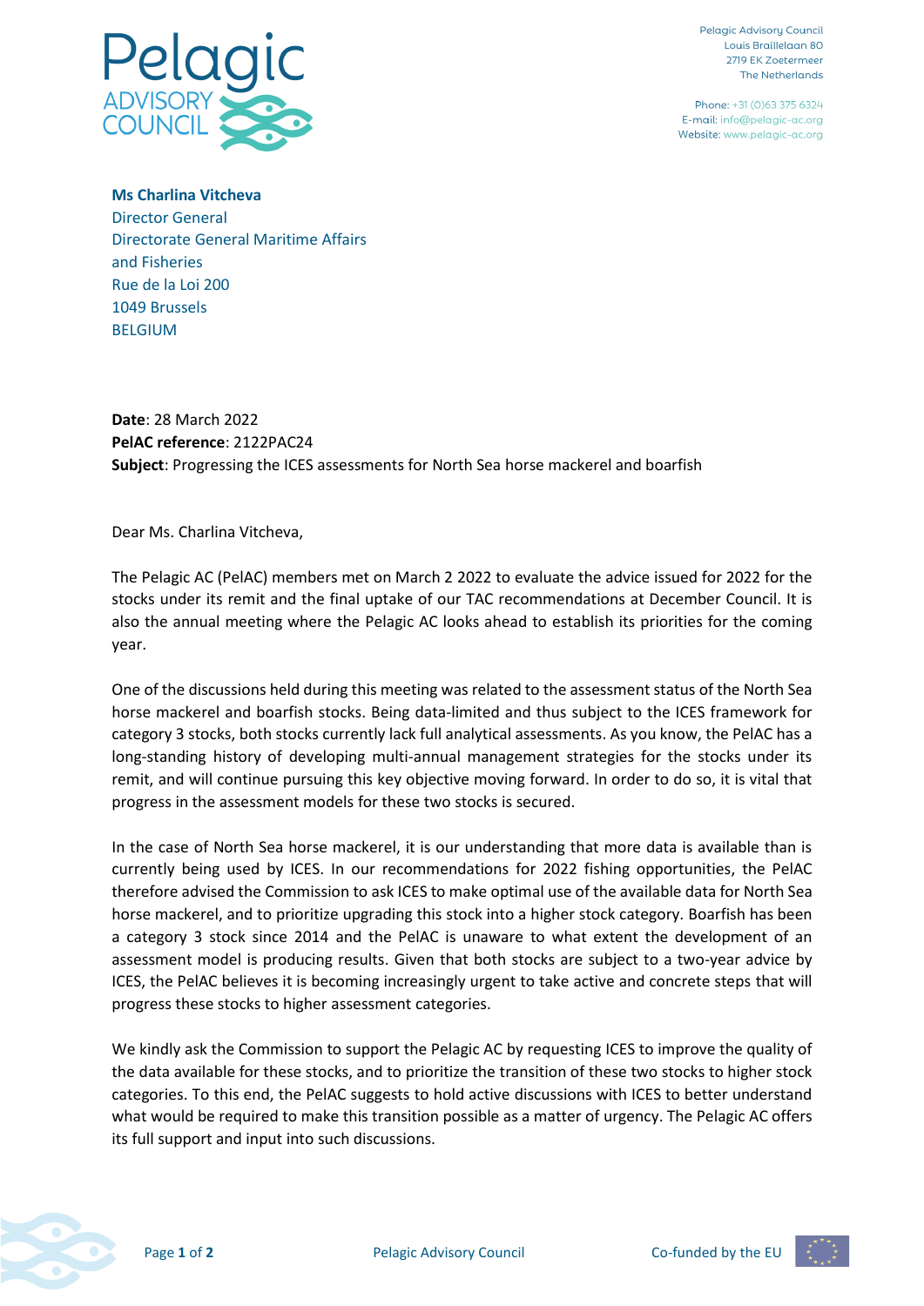Pelagic Advisory Council
Louis Braillelaan 80
2719 EK Zoetermeer
The Netherlands

Phone: +31 (0)63 375 6324
E-mail: info@pelagic-ac.org
Website: www.pelagic-ac.org

**Ms Charlina Vitcheva**
Director General
Directorate General Maritime Affairs and Fisheries
Rue de la Loi 200
1049 Brussels
BELGIUM

**Date**: 28 March 2022
**PelAC reference**: 2122PAC24
**Subject**: Progressing the ICES assessments for North Sea horse mackerel and boarfish

Dear Ms. Charlina Vitcheva,

The Pelagic AC (PelAC) members met on March 2 2022 to evaluate the advice issued for 2022 for the stocks under its remit and the final uptake of our TAC recommendations at December Council. It is also the annual meeting where the Pelagic AC looks ahead to establish its priorities for the coming year.

One of the discussions held during this meeting was related to the assessment status of the North Sea horse mackerel and boarfish stocks. Being data-limited and thus subject to the ICES framework for category 3 stocks, both stocks currently lack full analytical assessments. As you know, the PelAC has a long-standing history of developing multi-annual management strategies for the stocks under its remit, and will continue pursuing this key objective moving forward. In order to do so, it is vital that progress in the assessment models for these two stocks is secured.

In the case of North Sea horse mackerel, it is our understanding that more data is available than is currently being used by ICES. In our recommendations for 2022 fishing opportunities, the PelAC therefore advised the Commission to ask ICES to make optimal use of the available data for North Sea horse mackerel, and to prioritize upgrading this stock into a higher stock category. Boarfish has been a category 3 stock since 2014 and the PelAC is unaware to what extent the development of an assessment model is producing results. Given that both stocks are subject to a two-year advice by ICES, the PelAC believes it is becoming increasingly urgent to take active and concrete steps that will progress these stocks to higher assessment categories.

We kindly ask the Commission to support the Pelagic AC by requesting ICES to improve the quality of the data available for these stocks, and to prioritize the transition of these two stocks to higher stock categories. To this end, the PelAC suggests to hold active discussions with ICES to better understand what would be required to make this transition possible as a matter of urgency. The Pelagic AC offers its full support and input into such discussions.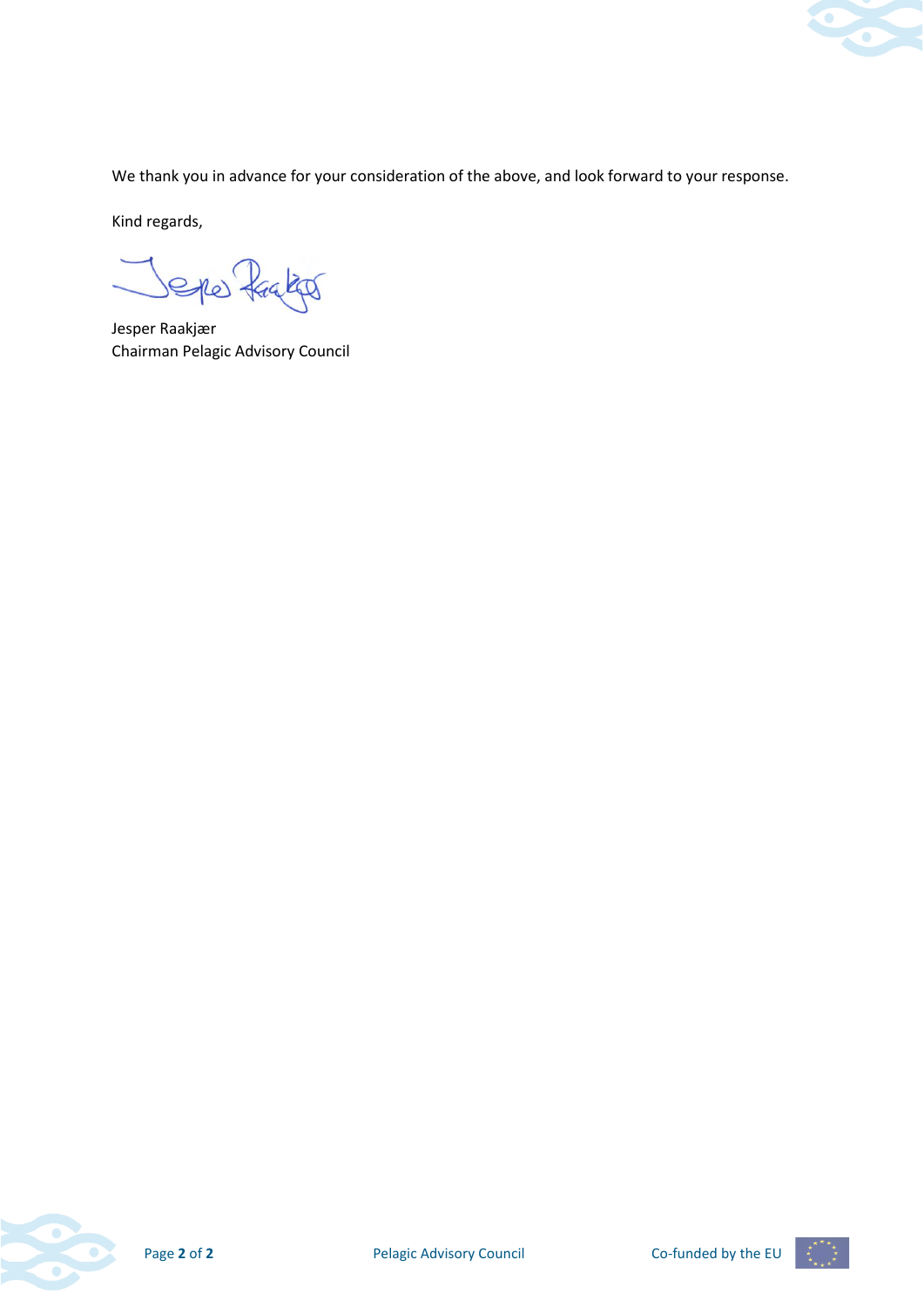We thank you in advance for your consideration of the above, and look forward to your response.

Kind regards,

Jesper Raakjær
Chairman Pelagic Advisory Council